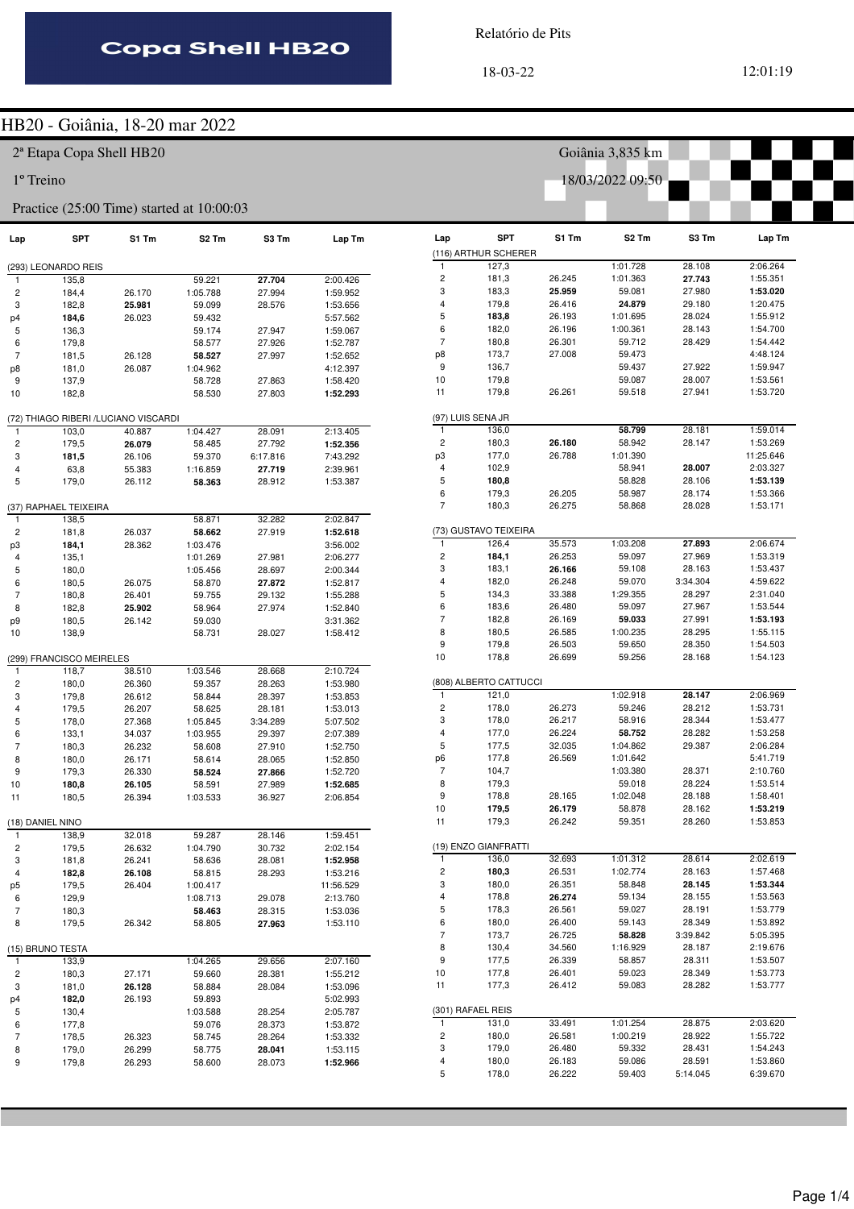Copa Shell HB20

Relatório de Pits

18-03-22

12:01:19

# HB20 - Goiânia, 18-20 mar 2022

2ª Etapa Copa Shell HB20

Goiânia 3,835 km

1º Treino

18/03/2022 09:50

Practice (25:00 Time) started at 10:00:03

### (293) LEONARDO REIS

| Lap | SPT | S1 Tm | S2 Tm | S3 Tm | Lap Tm |
|---|---|---|---|---|---|
| 1 | 135,8 | | 59.221 | **27.704** | 2:00.426 |
| 2 | 184,4 | 26.170 | 1:05.788 | 27.994 | 1:59.952 |
| 3 | 182,8 | **25.981** | 59.099 | 28.576 | 1:53.656 |
| p4 | **184,6** | 26.023 | 59.432 | | 5:57.562 |
| 5 | 136,3 | | 59.174 | 27.947 | 1:59.067 |
| 6 | 179,8 | | 58.577 | 27.926 | 1:52.787 |
| 7 | 181,5 | 26.128 | **58.527** | 27.997 | 1:52.652 |
| p8 | 181,0 | 26.087 | 1:04.962 | | 4:12.397 |
| 9 | 137,9 | | 58.728 | 27.863 | 1:58.420 |
| 10 | 182,8 | | 58.530 | 27.803 | **1:52.293** |

### (72) THIAGO RIBERI /LUCIANO VISCARDI

| Lap | SPT | S1 Tm | S2 Tm | S3 Tm | Lap Tm |
|---|---|---|---|---|---|
| 1 | 103,0 | 40.887 | 1:04.427 | 28.091 | 2:13.405 |
| 2 | 179,5 | **26.079** | 58.485 | 27.792 | **1:52.356** |
| 3 | **181,5** | 26.106 | 59.370 | 6:17.816 | 7:43.292 |
| 4 | 63,8 | 55.383 | 1:16.859 | **27.719** | 2:39.961 |
| 5 | 179,0 | 26.112 | **58.363** | 28.912 | 1:53.387 |

### (37) RAPHAEL TEIXEIRA

| Lap | SPT | S1 Tm | S2 Tm | S3 Tm | Lap Tm |
|---|---|---|---|---|---|
| 1 | 138,5 | | 58.871 | 32.282 | 2:02.847 |
| 2 | 181,8 | 26.037 | **58.662** | 27.919 | **1:52.618** |
| p3 | **184,1** | 28.362 | 1:03.476 | | 3:56.002 |
| 4 | 135,1 | | 1:01.269 | 27.981 | 2:06.277 |
| 5 | 180,0 | | 1:05.456 | 28.697 | 2:00.344 |
| 6 | 180,5 | 26.075 | 58.870 | **27.872** | 1:52.817 |
| 7 | 180,8 | 26.401 | 59.755 | 29.132 | 1:55.288 |
| 8 | 182,8 | **25.902** | 58.964 | 27.974 | 1:52.840 |
| p9 | 180,5 | 26.142 | 59.030 | | 3:31.362 |
| 10 | 138,9 | | 58.731 | 28.027 | 1:58.412 |

### (299) FRANCISCO MEIRELES

| Lap | SPT | S1 Tm | S2 Tm | S3 Tm | Lap Tm |
|---|---|---|---|---|---|
| 1 | 118,7 | 38.510 | 1:03.546 | 28.668 | 2:10.724 |
| 2 | 180,0 | 26.360 | 59.357 | 28.263 | 1:53.980 |
| 3 | 179,8 | 26.612 | 58.844 | 28.397 | 1:53.853 |
| 4 | 179,5 | 26.207 | 58.625 | 28.181 | 1:53.013 |
| 5 | 178,0 | 27.368 | 1:05.845 | 3:34.289 | 5:07.502 |
| 6 | 133,1 | 34.037 | 1:03.955 | 29.397 | 2:07.389 |
| 7 | 180,3 | 26.232 | 58.608 | 27.910 | 1:52.750 |
| 8 | 180,0 | 26.171 | 58.614 | 28.065 | 1:52.850 |
| 9 | 179,3 | 26.330 | **58.524** | **27.866** | 1:52.720 |
| 10 | **180,8** | **26.105** | 58.591 | 27.989 | **1:52.685** |
| 11 | 180,5 | 26.394 | 1:03.533 | 36.927 | 2:06.854 |

### (18) DANIEL NINO

| Lap | SPT | S1 Tm | S2 Tm | S3 Tm | Lap Tm |
|---|---|---|---|---|---|
| 1 | 138,9 | 32.018 | 59.287 | 28.146 | 1:59.451 |
| 2 | 179,5 | 26.632 | 1:04.790 | 30.732 | 2:02.154 |
| 3 | 181,8 | 26.241 | 58.636 | 28.081 | **1:52.958** |
| 4 | **182,8** | **26.108** | 58.815 | 28.293 | 1:53.216 |
| p5 | 179,5 | 26.404 | 1:00.417 | | 11:56.529 |
| 6 | 129,9 | | 1:08.713 | 29.078 | 2:13.760 |
| 7 | 180,3 | | **58.463** | 28.315 | 1:53.036 |
| 8 | 179,5 | 26.342 | 58.805 | **27.963** | 1:53.110 |

### (15) BRUNO TESTA

| Lap | SPT | S1 Tm | S2 Tm | S3 Tm | Lap Tm |
|---|---|---|---|---|---|
| 1 | 133,9 | | 1:04.265 | 29.656 | 2:07.160 |
| 2 | 180,3 | 27.171 | 59.660 | 28.381 | 1:55.212 |
| 3 | 181,0 | **26.128** | 58.884 | 28.084 | 1:53.096 |
| p4 | **182,0** | 26.193 | 59.893 | | 5:02.993 |
| 5 | 130,4 | | 1:03.588 | 28.254 | 2:05.787 |
| 6 | 177,8 | | 59.076 | 28.373 | 1:53.872 |
| 7 | 178,5 | 26.323 | 58.745 | 28.264 | 1:53.332 |
| 8 | 179,0 | 26.299 | 58.775 | **28.041** | 1:53.115 |
| 9 | 179,8 | 26.293 | **58.600** | 28.073 | **1:52.966** |

### (116) ARTHUR SCHERER

| Lap | SPT | S1 Tm | S2 Tm | S3 Tm | Lap Tm |
|---|---|---|---|---|---|
| 1 | 127,3 | | 1:01.728 | 28.108 | 2:06.264 |
| 2 | 181,3 | 26.245 | 1:01.363 | **27.743** | 1:55.351 |
| 3 | 183,3 | **25.959** | 59.081 | 27.980 | **1:53.020** |
| 4 | 179,8 | 26.416 | **24.879** | 29.180 | 1:20.475 |
| 5 | **183,8** | 26.193 | 1:01.695 | 28.024 | 1:55.912 |
| 6 | 182,0 | 26.196 | 1:00.361 | 28.143 | 1:54.700 |
| 7 | 180,8 | 26.301 | 59.712 | 28.429 | 1:54.442 |
| p8 | 173,7 | 27.008 | 59.473 | | 4:48.124 |
| 9 | 136,7 | | 59.437 | 27.922 | 1:59.947 |
| 10 | 179,8 | | 59.087 | 28.007 | 1:53.561 |
| 11 | 179,8 | 26.261 | 59.518 | 27.941 | 1:53.720 |

### (97) LUIS SENA JR

| Lap | SPT | S1 Tm | S2 Tm | S3 Tm | Lap Tm |
|---|---|---|---|---|---|
| 1 | 136,0 | | **58.799** | 28.181 | 1:59.014 |
| 2 | 180,3 | **26.180** | 58.942 | 28.147 | 1:53.269 |
| p3 | 177,0 | 26.788 | 1:01.390 | | 11:25.646 |
| 4 | 102,9 | | 58.941 | **28.007** | 2:03.327 |
| 5 | **180,8** | | 58.828 | 28.106 | **1:53.139** |
| 6 | 179,3 | 26.205 | 58.987 | 28.174 | 1:53.366 |
| 7 | 180,3 | 26.275 | 58.868 | 28.028 | 1:53.171 |

### (73) GUSTAVO TEIXEIRA

| Lap | SPT | S1 Tm | S2 Tm | S3 Tm | Lap Tm |
|---|---|---|---|---|---|
| 1 | 126,4 | 35.573 | 1:03.208 | **27.893** | 2:06.674 |
| 2 | **184,1** | 26.253 | 59.097 | 27.969 | 1:53.319 |
| 3 | 183,1 | **26.166** | 59.108 | 28.163 | 1:53.437 |
| 4 | 182,0 | 26.248 | 59.070 | 3:34.304 | 4:59.622 |
| 5 | 134,3 | 33.388 | 1:29.355 | 28.297 | 2:31.040 |
| 6 | 183,6 | 26.480 | 59.097 | 27.967 | 1:53.544 |
| 7 | 182,8 | 26.169 | **59.033** | 27.991 | **1:53.193** |
| 8 | 180,5 | 26.585 | 1:00.235 | 28.295 | 1:55.115 |
| 9 | 179,8 | 26.503 | 59.650 | 28.350 | 1:54.503 |
| 10 | 178,8 | 26.699 | 59.256 | 28.168 | 1:54.123 |

### (808) ALBERTO CATTUCCI

| Lap | SPT | S1 Tm | S2 Tm | S3 Tm | Lap Tm |
|---|---|---|---|---|---|
| 1 | 121,0 | | 1:02.918 | **28.147** | 2:06.969 |
| 2 | 178,0 | 26.273 | 59.246 | 28.212 | 1:53.731 |
| 3 | 178,0 | 26.217 | 58.916 | 28.344 | 1:53.477 |
| 4 | 177,0 | 26.224 | **58.752** | 28.282 | 1:53.258 |
| 5 | 177,5 | 32.035 | 1:04.862 | 29.387 | 2:06.284 |
| p6 | 177,8 | 26.569 | 1:01.642 | | 5:41.719 |
| 7 | 104,7 | | 1:03.380 | 28.371 | 2:10.760 |
| 8 | 179,3 | | 59.018 | 28.224 | 1:53.514 |
| 9 | 178,8 | 28.165 | 1:02.048 | 28.188 | 1:58.401 |
| 10 | **179,5** | **26.179** | 58.878 | 28.162 | **1:53.219** |
| 11 | 179,3 | 26.242 | 59.351 | 28.260 | 1:53.853 |

### (19) ENZO GIANFRATTI

| Lap | SPT | S1 Tm | S2 Tm | S3 Tm | Lap Tm |
|---|---|---|---|---|---|
| 1 | 136,0 | 32.693 | 1:01.312 | 28.614 | 2:02.619 |
| 2 | **180,3** | 26.531 | 1:02.774 | 28.163 | 1:57.468 |
| 3 | 180,0 | 26.351 | 58.848 | **28.145** | **1:53.344** |
| 4 | 178,8 | **26.274** | 59.134 | 28.155 | 1:53.563 |
| 5 | 178,3 | 26.561 | 59.027 | 28.191 | 1:53.779 |
| 6 | 180,0 | 26.400 | 59.143 | 28.349 | 1:53.892 |
| 7 | 173,7 | 26.725 | **58.828** | 3:39.842 | 5:05.395 |
| 8 | 130,4 | 34.560 | 1:16.929 | 28.187 | 2:19.676 |
| 9 | 177,5 | 26.339 | 58.857 | 28.311 | 1:53.507 |
| 10 | 177,8 | 26.401 | 59.023 | 28.349 | 1:53.773 |
| 11 | 177,3 | 26.412 | 59.083 | 28.282 | 1:53.777 |

### (301) RAFAEL REIS

| Lap | SPT | S1 Tm | S2 Tm | S3 Tm | Lap Tm |
|---|---|---|---|---|---|
| 1 | 131,0 | 33.491 | 1:01.254 | 28.875 | 2:03.620 |
| 2 | 180,0 | 26.581 | 1:00.219 | 28.922 | 1:55.722 |
| 3 | 179,0 | 26.480 | 59.332 | 28.431 | 1:54.243 |
| 4 | 180,0 | 26.183 | 59.086 | 28.591 | 1:53.860 |
| 5 | 178,0 | 26.222 | 59.403 | 5:14.045 | 6:39.670 |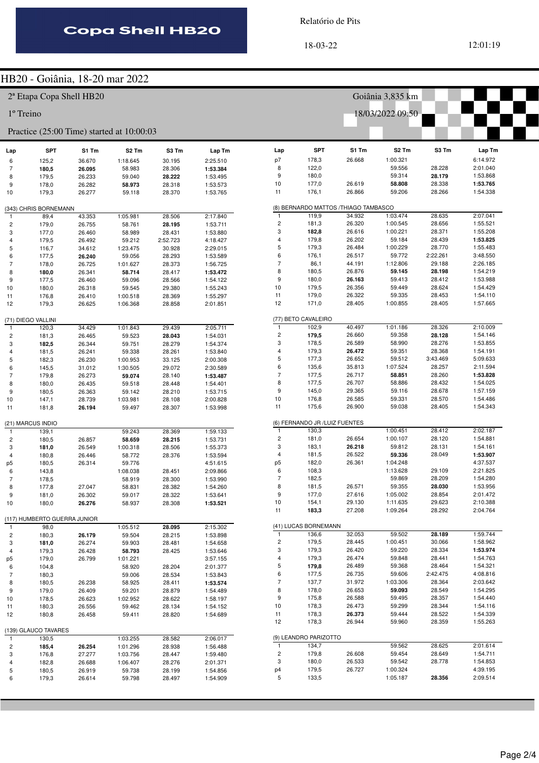Relatório de Pits

18-03-22 12:01:19

# HB20 - Goiânia, 18-20 mar 2022

2ª Etapa Copa Shell HB20 — Goiânia 3,835 km

1º Treino — 18/03/2022 09:50

Practice (25:00 Time) started at 10:00:03

| Lap | SPT | S1 Tm | S2 Tm | S3 Tm | Lap Tm |
|---|---|---|---|---|---|
| 6 | 125,2 | 36.670 | 1:18.645 | 30.195 | 2:25.510 |
| 7 | **180,5** | **26.095** | 58.983 | 28.306 | **1:53.384** |
| 8 | 179,5 | 26.233 | 59.040 | **28.222** | 1:53.495 |
| 9 | 178,0 | 26.282 | **58.973** | 28.318 | 1:53.573 |
| 10 | 179,3 | 26.277 | 59.118 | 28.370 | 1:53.765 |

(343) CHRIS BORNEMANN

| Lap | SPT | S1 Tm | S2 Tm | S3 Tm | Lap Tm |
|---|---|---|---|---|---|
| 1 | 89,4 | 43.353 | 1:05.981 | 28.506 | 2:17.840 |
| 2 | 179,0 | 26.755 | 58.761 | **28.195** | 1:53.711 |
| 3 | 177,0 | 26.460 | 58.989 | 28.431 | 1:53.880 |
| 4 | 179,5 | 26.492 | 59.212 | 2:52.723 | 4:18.427 |
| 5 | 116,7 | 34.612 | 1:23.475 | 30.928 | 2:29.015 |
| 6 | 177,5 | **26.240** | 59.056 | 28.293 | 1:53.589 |
| 7 | 178,0 | 26.725 | 1:01.627 | 28.373 | 1:56.725 |
| 8 | **180,0** | 26.341 | **58.714** | 28.417 | **1:53.472** |
| 9 | 177,5 | 26.460 | 59.096 | 28.566 | 1:54.122 |
| 10 | 180,0 | 26.318 | 59.545 | 29.380 | 1:55.243 |
| 11 | 176,8 | 26.410 | 1:00.518 | 28.369 | 1:55.297 |
| 12 | 179,3 | 26.625 | 1:06.368 | 28.858 | 2:01.851 |

(71) DIEGO VALLINI

| Lap | SPT | S1 Tm | S2 Tm | S3 Tm | Lap Tm |
|---|---|---|---|---|---|
| 1 | 120,3 | 34.429 | 1:01.843 | 29.439 | 2:05.711 |
| 2 | 181,3 | 26.465 | 59.523 | **28.043** | 1:54.031 |
| 3 | **182,5** | 26.344 | 59.751 | 28.279 | 1:54.374 |
| 4 | 181,5 | 26.241 | 59.338 | 28.261 | 1:53.840 |
| 5 | 182,3 | 26.230 | 1:00.953 | 33.125 | 2:00.308 |
| 6 | 145,5 | 31.012 | 1:30.505 | 29.072 | 2:30.589 |
| 7 | 179,8 | 26.273 | **59.074** | 28.140 | **1:53.487** |
| 8 | 180,0 | 26.435 | 59.518 | 28.448 | 1:54.401 |
| 9 | 180,5 | 26.363 | 59.142 | 28.210 | 1:53.715 |
| 10 | 147,1 | 28.739 | 1:03.981 | 28.108 | 2:00.828 |
| 11 | 181,8 | **26.194** | 59.497 | 28.307 | 1:53.998 |

(21) MARCUS INDIO

| Lap | SPT | S1 Tm | S2 Tm | S3 Tm | Lap Tm |
|---|---|---|---|---|---|
| 1 | 139,1 | | 59.243 | 28.369 | 1:59.133 |
| 2 | 180,5 | 26.857 | **58.659** | **28.215** | 1:53.731 |
| 3 | **181,0** | 26.549 | 1:00.318 | 28.506 | 1:55.373 |
| 4 | 180,8 | 26.446 | 58.772 | 28.376 | 1:53.594 |
| p5 | 180,5 | 26.314 | 59.776 | | 4:51.615 |
| 6 | 143,8 | | 1:08.038 | 28.451 | 2:09.866 |
| 7 | 178,5 | | 58.919 | 28.300 | 1:53.990 |
| 8 | 177,8 | 27.047 | 58.831 | 28.382 | 1:54.260 |
| 9 | 181,0 | 26.302 | 59.017 | 28.322 | 1:53.641 |
| 10 | 180,0 | **26.276** | 58.937 | 28.308 | **1:53.521** |

(117) HUMBERTO GUERRA JUNIOR

| Lap | SPT | S1 Tm | S2 Tm | S3 Tm | Lap Tm |
|---|---|---|---|---|---|
| 1 | 98,0 | | 1:05.512 | **28.095** | 2:15.302 |
| 2 | 180,3 | **26.179** | 59.504 | 28.215 | 1:53.898 |
| 3 | **181,0** | 26.274 | 59.903 | 28.481 | 1:54.658 |
| 4 | 179,3 | 26.428 | **58.793** | 28.425 | 1:53.646 |
| p5 | 179,0 | 26.799 | 1:01.221 | | 3:57.155 |
| 6 | 104,8 | | 58.920 | 28.204 | 2:01.377 |
| 7 | 180,3 | | 59.006 | 28.534 | 1:53.843 |
| 8 | 180,5 | 26.238 | 58.925 | 28.411 | **1:53.574** |
| 9 | 179,0 | 26.409 | 59.201 | 28.879 | 1:54.489 |
| 10 | 178,5 | 26.623 | 1:02.952 | 28.622 | 1:58.197 |
| 11 | 180,3 | 26.556 | 59.462 | 28.134 | 1:54.152 |
| 12 | 180,8 | 26.458 | 59.411 | 28.820 | 1:54.689 |

(139) GLAUCO TAVARES

| Lap | SPT | S1 Tm | S2 Tm | S3 Tm | Lap Tm |
|---|---|---|---|---|---|
| 1 | 130,5 | | 1:03.255 | 28.582 | 2:06.017 |
| 2 | **185,4** | **26.254** | 1:01.296 | 28.938 | 1:56.488 |
| 3 | 176,8 | 27.277 | 1:03.756 | 28.447 | 1:59.480 |
| 4 | 182,8 | 26.688 | 1:06.407 | 28.276 | 2:01.371 |
| 5 | 180,5 | 26.919 | 59.738 | 28.199 | 1:54.856 |
| 6 | 179,3 | 26.614 | 59.798 | 28.497 | 1:54.909 |

| Lap | SPT | S1 Tm | S2 Tm | S3 Tm | Lap Tm |
|---|---|---|---|---|---|
| p7 | 178,3 | 26.668 | 1:00.321 | | 6:14.972 |
| 8 | 122,0 | | 59.556 | 28.228 | 2:01.040 |
| 9 | 180,0 | | 59.314 | **28.179** | 1:53.868 |
| 10 | 177,0 | 26.619 | **58.808** | 28.338 | **1:53.765** |
| 11 | 176,1 | 26.866 | 59.206 | 28.266 | 1:54.338 |

(8) BERNARDO MATTOS /THIAGO TAMBASCO

| Lap | SPT | S1 Tm | S2 Tm | S3 Tm | Lap Tm |
|---|---|---|---|---|---|
| 1 | 119,9 | 34.932 | 1:03.474 | 28.635 | 2:07.041 |
| 2 | 181,3 | 26.320 | 1:00.545 | 28.656 | 1:55.521 |
| 3 | **182,8** | 26.616 | 1:00.221 | 28.371 | 1:55.208 |
| 4 | 179,8 | 26.202 | 59.184 | 28.439 | **1:53.825** |
| 5 | 179,3 | 26.484 | 1:00.229 | 28.770 | 1:55.483 |
| 6 | 176,1 | 26.517 | 59.772 | 2:22.261 | 3:48.550 |
| 7 | 86,1 | 44.191 | 1:12.806 | 29.188 | 2:26.185 |
| 8 | 180,5 | 26.876 | **59.145** | **28.198** | 1:54.219 |
| 9 | 180,0 | **26.163** | 59.413 | 28.412 | 1:53.988 |
| 10 | 179,5 | 26.356 | 59.449 | 28.624 | 1:54.429 |
| 11 | 179,0 | 26.322 | 59.335 | 28.453 | 1:54.110 |
| 12 | 171,0 | 28.405 | 1:00.855 | 28.405 | 1:57.665 |

(77) BETO CAVALEIRO

| Lap | SPT | S1 Tm | S2 Tm | S3 Tm | Lap Tm |
|---|---|---|---|---|---|
| 1 | 102,9 | 40.497 | 1:01.186 | 28.326 | 2:10.009 |
| 2 | **179,5** | 26.660 | 59.358 | **28.128** | 1:54.146 |
| 3 | 178,5 | 26.589 | 58.990 | 28.276 | 1:53.855 |
| 4 | 179,3 | **26.472** | 59.351 | 28.368 | 1:54.191 |
| 5 | 177,3 | 26.652 | 59.512 | 3:43.469 | 5:09.633 |
| 6 | 135,6 | 35.813 | 1:07.524 | 28.257 | 2:11.594 |
| 7 | 177,5 | 26.717 | **58.851** | 28.260 | **1:53.828** |
| 8 | 177,5 | 26.707 | 58.886 | 28.432 | 1:54.025 |
| 9 | 145,0 | 29.365 | 59.116 | 28.678 | 1:57.159 |
| 10 | 176,8 | 26.585 | 59.331 | 28.570 | 1:54.486 |
| 11 | 175,6 | 26.900 | 59.038 | 28.405 | 1:54.343 |

(6) FERNANDO JR /LUIZ FUENTES

| Lap | SPT | S1 Tm | S2 Tm | S3 Tm | Lap Tm |
|---|---|---|---|---|---|
| 1 | 130,3 | | 1:00.451 | 28.412 | 2:02.187 |
| 2 | 181,0 | 26.654 | 1:00.107 | 28.120 | 1:54.881 |
| 3 | 183,1 | **26.218** | 59.812 | 28.131 | 1:54.161 |
| 4 | 181,5 | 26.522 | **59.336** | 28.049 | **1:53.907** |
| p5 | 182,0 | 26.361 | 1:04.248 | | 4:37.537 |
| 6 | 108,3 | | 1:13.628 | 29.109 | 2:21.825 |
| 7 | 182,5 | | 59.869 | 28.209 | 1:54.280 |
| 8 | 181,5 | 26.571 | 59.355 | **28.030** | 1:53.956 |
| 9 | 177,0 | 27.616 | 1:05.002 | 28.854 | 2:01.472 |
| 10 | 154,1 | 29.130 | 1:11.635 | 29.623 | 2:10.388 |
| 11 | **183,3** | 27.208 | 1:09.264 | 28.292 | 2:04.764 |

(41) LUCAS BORNEMANN

| Lap | SPT | S1 Tm | S2 Tm | S3 Tm | Lap Tm |
|---|---|---|---|---|---|
| 1 | 136,6 | 32.053 | 59.502 | **28.189** | 1:59.744 |
| 2 | 179,5 | 28.445 | 1:00.451 | 30.066 | 1:58.962 |
| 3 | 179,3 | 26.420 | 59.220 | 28.334 | **1:53.974** |
| 4 | 179,3 | 26.474 | 59.848 | 28.441 | 1:54.763 |
| 5 | **179,8** | 26.489 | 59.368 | 28.464 | 1:54.321 |
| 6 | 177,5 | 26.735 | 59.606 | 2:42.475 | 4:08.816 |
| 7 | 137,7 | 31.972 | 1:03.306 | 28.364 | 2:03.642 |
| 8 | 178,0 | 26.653 | **59.093** | 28.549 | 1:54.295 |
| 9 | 175,8 | 26.588 | 59.495 | 28.357 | 1:54.440 |
| 10 | 178,3 | 26.473 | 59.299 | 28.344 | 1:54.116 |
| 11 | 178,3 | **26.373** | 59.444 | 28.522 | 1:54.339 |
| 12 | 178,3 | 26.944 | 59.960 | 28.359 | 1:55.263 |

(9) LEANDRO PARIZOTTO

| Lap | SPT | S1 Tm | S2 Tm | S3 Tm | Lap Tm |
|---|---|---|---|---|---|
| 1 | 134,7 | | 59.562 | 28.625 | 2:01.614 |
| 2 | 179,8 | 26.608 | 59.454 | 28.649 | 1:54.711 |
| 3 | 180,0 | 26.533 | 59.542 | 28.778 | 1:54.853 |
| p4 | 179,5 | 26.727 | 1:00.324 | | 4:39.195 |
| 5 | 133,5 | | 1:05.187 | **28.356** | 2:09.514 |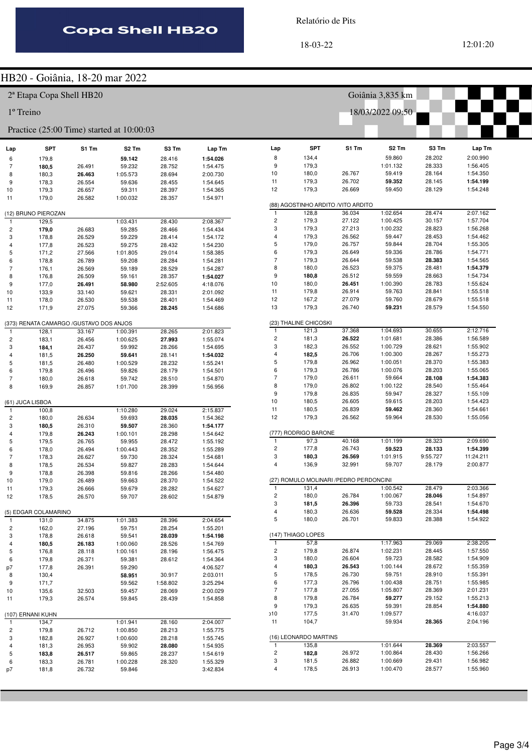## HB20 - Goiânia, 18-20 mar 2022

2ª Etapa Copa Shell HB20

Goiânia 3,835 km

1º Treino

18/03/2022 09:50

Practice (25:00 Time) started at 10:00:03

| Lap | SPT | S1 Tm | S2 Tm | S3 Tm | Lap Tm |
|---|---|---|---|---|---|
| 6 | 179,8 | | **59.142** | 28.416 | **1:54.026** |
| 7 | **180,5** | 26.491 | 59.232 | 28.752 | 1:54.475 |
| 8 | 180,3 | **26.463** | 1:05.573 | 28.694 | 2:00.730 |
| 9 | 178,3 | 26.554 | 59.636 | 28.455 | 1:54.645 |
| 10 | 179,3 | 26.657 | 59.311 | 28.397 | 1:54.365 |
| 11 | 179,0 | 26.582 | 1:00.032 | 28.357 | 1:54.971 |

(12) BRUNO PIEROZAN

| Lap | SPT | S1 Tm | S2 Tm | S3 Tm | Lap Tm |
|---|---|---|---|---|---|
| 1 | 129,5 | | 1:03.431 | 28.430 | 2:08.367 |
| 2 | **179,0** | 26.683 | 59.285 | 28.466 | 1:54.434 |
| 3 | 178,8 | 26.529 | 59.229 | 28.414 | 1:54.172 |
| 4 | 177,8 | 26.523 | 59.275 | 28.432 | 1:54.230 |
| 5 | 171,2 | 27.566 | 1:01.805 | 29.014 | 1:58.385 |
| 6 | 178,8 | 26.789 | 59.208 | 28.284 | 1:54.281 |
| 7 | 176,1 | 26.569 | 59.189 | 28.529 | 1:54.287 |
| 8 | 176,8 | 26.509 | 59.161 | 28.357 | **1:54.027** |
| 9 | 177,0 | **26.491** | **58.980** | 2:52.605 | 4:18.076 |
| 10 | 133,9 | 33.140 | 59.621 | 28.331 | 2:01.092 |
| 11 | 178,0 | 26.530 | 59.538 | 28.401 | 1:54.469 |
| 12 | 171,9 | 27.075 | 59.366 | **28.245** | 1:54.686 |

(373) RENATA CAMARGO /GUSTAVO DOS ANJOS

| Lap | SPT | S1 Tm | S2 Tm | S3 Tm | Lap Tm |
|---|---|---|---|---|---|
| 1 | 128,1 | 33.167 | 1:00.391 | 28.265 | 2:01.823 |
| 2 | 183,1 | 26.456 | 1:00.625 | **27.993** | 1:55.074 |
| 3 | **184,1** | 26.437 | 59.992 | 28.266 | 1:54.695 |
| 4 | 181,5 | **26.250** | **59.641** | 28.141 | **1:54.032** |
| 5 | 181,5 | 26.480 | 1:00.529 | 28.232 | 1:55.241 |
| 6 | 179,8 | 26.496 | 59.826 | 28.179 | 1:54.501 |
| 7 | 180,0 | 26.618 | 59.742 | 28.510 | 1:54.870 |
| 8 | 169,9 | 26.857 | 1:01.700 | 28.399 | 1:56.956 |

(61) JUCA LISBOA

| Lap | SPT | S1 Tm | S2 Tm | S3 Tm | Lap Tm |
|---|---|---|---|---|---|
| 1 | 100,8 | | 1:10.280 | 29.024 | 2:15.837 |
| 2 | 180,0 | 26.634 | 59.693 | **28.035** | 1:54.362 |
| 3 | **180,5** | 26.310 | **59.507** | 28.360 | **1:54.177** |
| 4 | 179,8 | **26.243** | 1:00.101 | 28.298 | 1:54.642 |
| 5 | 179,5 | 26.765 | 59.955 | 28.472 | 1:55.192 |
| 6 | 178,0 | 26.494 | 1:00.443 | 28.352 | 1:55.289 |
| 7 | 178,3 | 26.627 | 59.730 | 28.324 | 1:54.681 |
| 8 | 178,5 | 26.534 | 59.827 | 28.283 | 1:54.644 |
| 9 | 178,8 | 26.398 | 59.816 | 28.266 | 1:54.480 |
| 10 | 179,0 | 26.489 | 59.663 | 28.370 | 1:54.522 |
| 11 | 179,3 | 26.666 | 59.679 | 28.282 | 1:54.627 |
| 12 | 178,5 | 26.570 | 59.707 | 28.602 | 1:54.879 |

(5) EDGAR COLAMARINO

| Lap | SPT | S1 Tm | S2 Tm | S3 Tm | Lap Tm |
|---|---|---|---|---|---|
| 1 | 131,0 | 34.875 | 1:01.383 | 28.396 | 2:04.654 |
| 2 | 162,0 | 27.196 | 59.751 | 28.254 | 1:55.201 |
| 3 | 178,8 | 26.618 | 59.541 | **28.039** | **1:54.198** |
| 4 | **180,5** | **26.183** | 1:00.060 | 28.526 | 1:54.769 |
| 5 | 176,8 | 28.118 | 1:00.161 | 28.196 | 1:56.475 |
| 6 | 179,8 | 26.371 | 59.381 | 28.612 | 1:54.364 |
| p7 | 177,8 | 26.391 | 59.290 | | 4:06.527 |
| 8 | 130,4 | | **58.951** | 30.917 | 2:03.011 |
| 9 | 171,7 | | 59.562 | 1:58.802 | 3:25.294 |
| 10 | 135,6 | 32.503 | 59.457 | 28.069 | 2:00.029 |
| 11 | 179,3 | 26.574 | 59.845 | 28.439 | 1:54.858 |

(107) ERNANI KUHN

| Lap | SPT | S1 Tm | S2 Tm | S3 Tm | Lap Tm |
|---|---|---|---|---|---|
| 1 | 134,7 | | 1:01.941 | 28.160 | 2:04.007 |
| 2 | 179,8 | 26.712 | 1:00.850 | 28.213 | 1:55.775 |
| 3 | 182,8 | 26.927 | 1:00.600 | 28.218 | 1:55.745 |
| 4 | 181,3 | 26.953 | 59.902 | **28.080** | 1:54.935 |
| 5 | **183,8** | **26.517** | 59.865 | 28.237 | 1:54.619 |
| 6 | 183,3 | 26.781 | 1:00.228 | 28.320 | 1:55.329 |
| p7 | 181,8 | 26.732 | 59.846 | | 3:42.834 |

| Lap | SPT | S1 Tm | S2 Tm | S3 Tm | Lap Tm |
|---|---|---|---|---|---|
| 8 | 134,4 | | 59.860 | 28.202 | 2:00.990 |
| 9 | 179,3 | | 1:01.132 | 28.333 | 1:56.405 |
| 10 | 180,0 | 26.767 | 59.419 | 28.164 | 1:54.350 |
| 11 | 179,3 | 26.702 | **59.352** | 28.145 | **1:54.199** |
| 12 | 179,3 | 26.669 | 59.450 | 28.129 | 1:54.248 |

(88) AGOSTINHO ARDITO /VITO ARDITO

| Lap | SPT | S1 Tm | S2 Tm | S3 Tm | Lap Tm |
|---|---|---|---|---|---|
| 1 | 128,8 | 36.034 | 1:02.654 | 28.474 | 2:07.162 |
| 2 | 179,3 | 27.122 | 1:00.425 | 30.157 | 1:57.704 |
| 3 | 179,3 | 27.213 | 1:00.232 | 28.823 | 1:56.268 |
| 4 | 179,3 | 26.562 | 59.447 | 28.453 | 1:54.462 |
| 5 | 179,0 | 26.757 | 59.844 | 28.704 | 1:55.305 |
| 6 | 179,3 | 26.649 | 59.336 | 28.786 | 1:54.771 |
| 7 | 179,3 | 26.644 | 59.538 | **28.383** | 1:54.565 |
| 8 | 180,0 | 26.523 | 59.375 | 28.481 | **1:54.379** |
| 9 | **180,8** | 26.512 | 59.559 | 28.663 | 1:54.734 |
| 10 | 180,0 | **26.451** | 1:00.390 | 28.783 | 1:55.624 |
| 11 | 179,8 | 26.914 | 59.763 | 28.841 | 1:55.518 |
| 12 | 167,2 | 27.079 | 59.760 | 28.679 | 1:55.518 |
| 13 | 179,3 | 26.740 | **59.231** | 28.579 | 1:54.550 |

(23) THALINE CHICOSKI

| Lap | SPT | S1 Tm | S2 Tm | S3 Tm | Lap Tm |
|---|---|---|---|---|---|
| 1 | 121,3 | 37.368 | 1:04.693 | 30.655 | 2:12.716 |
| 2 | 181,3 | **26.522** | 1:01.681 | 28.386 | 1:56.589 |
| 3 | 182,3 | 26.552 | 1:00.729 | 28.621 | 1:55.902 |
| 4 | **182,5** | 26.706 | 1:00.300 | 28.267 | 1:55.273 |
| 5 | 179,8 | 26.962 | 1:00.051 | 28.370 | 1:55.383 |
| 6 | 179,3 | 26.786 | 1:00.076 | 28.203 | 1:55.065 |
| 7 | 179,0 | 26.611 | 59.664 | **28.108** | **1:54.383** |
| 8 | 179,0 | 26.802 | 1:00.122 | 28.540 | 1:55.464 |
| 9 | 179,8 | 26.835 | 59.947 | 28.327 | 1:55.109 |
| 10 | 180,5 | 26.605 | 59.615 | 28.203 | 1:54.423 |
| 11 | 180,5 | 26.839 | **59.462** | 28.360 | 1:54.661 |
| 12 | 179,3 | 26.562 | 59.964 | 28.530 | 1:55.056 |

(777) RODRIGO BARONE

| Lap | SPT | S1 Tm | S2 Tm | S3 Tm | Lap Tm |
|---|---|---|---|---|---|
| 1 | 97,3 | 40.168 | 1:01.199 | 28.323 | 2:09.690 |
| 2 | 177,8 | 26.743 | **59.523** | **28.133** | **1:54.399** |
| 3 | **180,3** | **26.569** | 1:01.915 | 9:55.727 | 11:24.211 |
| 4 | 136,9 | 32.991 | 59.707 | 28.179 | 2:00.877 |

(27) ROMULO MOLINARI /PEDRO PERDONCINI

| Lap | SPT | S1 Tm | S2 Tm | S3 Tm | Lap Tm |
|---|---|---|---|---|---|
| 1 | 131,4 | | 1:00.542 | 28.479 | 2:03.366 |
| 2 | 180,0 | 26.784 | 1:00.067 | **28.046** | 1:54.897 |
| 3 | **181,5** | **26.396** | 59.733 | 28.541 | 1:54.670 |
| 4 | 180,3 | 26.636 | **59.528** | 28.334 | **1:54.498** |
| 5 | 180,0 | 26.701 | 59.833 | 28.388 | 1:54.922 |

(147) THIAGO LOPES

| Lap | SPT | S1 Tm | S2 Tm | S3 Tm | Lap Tm |
|---|---|---|---|---|---|
| 1 | 57,8 | | 1:17.963 | 29.069 | 2:38.205 |
| 2 | 179,8 | 26.874 | 1:02.231 | 28.445 | 1:57.550 |
| 3 | 180,0 | 26.604 | 59.723 | 28.582 | 1:54.909 |
| 4 | **180,3** | **26.543** | 1:00.144 | 28.672 | 1:55.359 |
| 5 | 178,5 | 26.730 | 59.751 | 28.910 | 1:55.391 |
| 6 | 177,3 | 26.796 | 1:00.438 | 28.751 | 1:55.985 |
| 7 | 177,8 | 27.055 | 1:05.807 | 28.369 | 2:01.231 |
| 8 | 179,8 | 26.784 | **59.277** | 29.152 | 1:55.213 |
| 9 | 179,3 | 26.635 | 59.391 | 28.854 | **1:54.880** |
| p10 | 177,5 | 31.470 | 1:09.577 | | 4:16.037 |
| 11 | 104,7 | | 59.934 | **28.365** | 2:04.196 |

(16) LEONARDO MARTINS

| Lap | SPT | S1 Tm | S2 Tm | S3 Tm | Lap Tm |
|---|---|---|---|---|---|
| 1 | 135,8 | | 1:01.644 | **28.369** | 2:03.557 |
| 2 | **182,8** | 26.972 | 1:00.864 | 28.430 | 1:56.266 |
| 3 | 181,5 | 26.882 | 1:00.669 | 29.431 | 1:56.982 |
| 4 | 178,5 | 26.913 | 1:00.470 | 28.577 | 1:55.960 |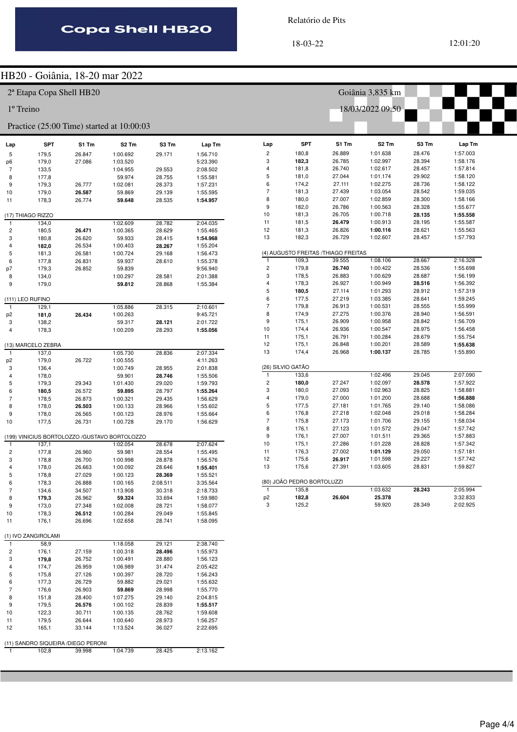# HB20 - Goiânia, 18-20 mar 2022

## 2ª Etapa Copa Shell HB20

Goiânia 3,835 km

1º Treino

18/03/2022 09:50

Practice (25:00 Time) started at 10:00:03

Relatório de Pits

18-03-22 12:01:20

| Lap | SPT | S1 Tm | S2 Tm | S3 Tm | Lap Tm |
|---|---|---|---|---|---|
| 5 | 179,5 | 26.847 | 1:00.692 | 29.171 | 1:56.710 |
| p6 | 179,0 | 27.086 | 1:03.520 | | 5:23.390 |
| 7 | 133,5 | | 1:04.955 | 29.553 | 2:08.502 |
| 8 | 177,8 | | 59.974 | 28.755 | 1:55.581 |
| 9 | 179,3 | 26.777 | 1:02.081 | 28.373 | 1:57.231 |
| 10 | 179,0 | **26.587** | 59.869 | 29.139 | 1:55.595 |
| 11 | 178,3 | 26.774 | **59.648** | 28.535 | **1:54.957** |

(17) THIAGO RIZZO

| Lap | SPT | S1 Tm | S2 Tm | S3 Tm | Lap Tm |
|---|---|---|---|---|---|
| 1 | 134,0 | | 1:02.609 | 28.782 | 2:04.035 |
| 2 | 180,5 | **26.471** | 1:00.365 | 28.629 | 1:55.465 |
| 3 | 180,8 | 26.620 | 59.933 | 28.415 | **1:54.968** |
| 4 | **182,0** | 26.534 | 1:00.403 | **28.267** | 1:55.204 |
| 5 | 181,3 | 26.581 | 1:00.724 | 29.168 | 1:56.473 |
| 6 | 177,8 | 26.831 | 59.937 | 28.610 | 1:55.378 |
| p7 | 179,3 | 26.852 | 59.839 | | 9:56.940 |
| 8 | 134,0 | | 1:00.297 | 28.581 | 2:01.388 |
| 9 | 179,0 | | **59.812** | 28.868 | 1:55.384 |

(111) LEO RUFINO

| Lap | SPT | S1 Tm | S2 Tm | S3 Tm | Lap Tm |
|---|---|---|---|---|---|
| 1 | 129,1 | | 1:05.886 | 28.315 | 2:10.601 |
| p2 | **181,0** | **26.434** | 1:00.263 | | 9:45.721 |
| 3 | 138,2 | | 59.317 | **28.121** | 2:01.722 |
| 4 | 178,3 | | 1:00.209 | 28.293 | **1:55.056** |

(13) MARCELO ZEBRA

| Lap | SPT | S1 Tm | S2 Tm | S3 Tm | Lap Tm |
|---|---|---|---|---|---|
| 1 | 137,0 | | 1:05.730 | 28.836 | 2:07.334 |
| p2 | 179,0 | 26.722 | 1:00.555 | | 4:11.263 |
| 3 | 136,4 | | 1:00.749 | 28.955 | 2:01.838 |
| 4 | 178,0 | | 59.901 | **28.746** | 1:55.506 |
| 5 | 179,3 | 29.343 | 1:01.430 | 29.020 | 1:59.793 |
| 6 | **180,5** | 26.572 | **59.895** | 28.797 | **1:55.264** |
| 7 | 178,5 | 26.873 | 1:00.321 | 29.435 | 1:56.629 |
| 8 | 178,0 | **26.503** | 1:00.133 | 28.966 | 1:55.602 |
| 9 | 178,0 | 26.565 | 1:00.123 | 28.976 | 1:55.664 |
| 10 | 177,5 | 26.731 | 1:00.728 | 29.170 | 1:56.629 |

(199) VINICIUS BORTOLOZZO /GUSTAVO BORTOLOZZO

| Lap | SPT | S1 Tm | S2 Tm | S3 Tm | Lap Tm |
|---|---|---|---|---|---|
| 1 | 137,1 | | 1:02.054 | 28.678 | 2:07.624 |
| 2 | 177,8 | 26.960 | 59.981 | 28.554 | 1:55.495 |
| 3 | 178,8 | 26.700 | 1:00.998 | 28.878 | 1:56.576 |
| 4 | 178,0 | 26.663 | 1:00.092 | 28.646 | **1:55.401** |
| 5 | 178,8 | 27.029 | 1:00.123 | **28.369** | 1:55.521 |
| 6 | 178,3 | 26.888 | 1:00.165 | 2:08.511 | 3:35.564 |
| 7 | 134,6 | 34.507 | 1:13.908 | 30.318 | 2:18.733 |
| 8 | **179,3** | 26.962 | **59.324** | 33.694 | 1:59.980 |
| 9 | 173,0 | 27.348 | 1:02.008 | 28.721 | 1:58.077 |
| 10 | 178,3 | **26.512** | 1:00.284 | 29.049 | 1:55.845 |
| 11 | 176,1 | 26.696 | 1:02.658 | 28.741 | 1:58.095 |

(1) IVO ZANGIROLAMI

| Lap | SPT | S1 Tm | S2 Tm | S3 Tm | Lap Tm |
|---|---|---|---|---|---|
| 1 | 58,9 | | 1:18.058 | 29.121 | 2:38.740 |
| 2 | 176,1 | 27.159 | 1:00.318 | **28.496** | 1:55.973 |
| 3 | **179,8** | 26.752 | 1:00.491 | 28.880 | 1:56.123 |
| 4 | 174,7 | 26.959 | 1:06.989 | 31.474 | 2:05.422 |
| 5 | 175,8 | 27.126 | 1:00.397 | 28.720 | 1:56.243 |
| 6 | 177,3 | 26.729 | 59.882 | 29.021 | 1:55.632 |
| 7 | 176,6 | 26.903 | **59.869** | 28.998 | 1:55.770 |
| 8 | 151,8 | 28.400 | 1:07.275 | 29.140 | 2:04.815 |
| 9 | 179,5 | **26.576** | 1:00.102 | 28.839 | **1:55.517** |
| 10 | 122,3 | 30.711 | 1:00.135 | 28.762 | 1:59.608 |
| 11 | 179,5 | 26.644 | 1:00.640 | 28.973 | 1:56.257 |
| 12 | 165,1 | 33.144 | 1:13.524 | 36.027 | 2:22.695 |

(11) SANDRO SIQUEIRA /DIEGO PERONI

| Lap | SPT | S1 Tm | S2 Tm | S3 Tm | Lap Tm |
|---|---|---|---|---|---|
| 1 | 102,8 | 39.998 | 1:04.739 | 28.425 | 2:13.162 |
| 2 | 180,8 | 26.889 | 1:01.638 | 28.476 | 1:57.003 |
| 3 | **182,3** | 26.785 | 1:02.997 | 28.394 | 1:58.176 |
| 4 | 181,8 | 26.740 | 1:02.617 | 28.457 | 1:57.814 |
| 5 | 181,0 | 27.044 | 1:01.174 | 29.902 | 1:58.120 |
| 6 | 174,2 | 27.111 | 1:02.275 | 28.736 | 1:58.122 |
| 7 | 181,3 | 27.439 | 1:03.054 | 28.542 | 1:59.035 |
| 8 | 180,0 | 27.007 | 1:02.859 | 28.300 | 1:58.166 |
| 9 | 182,0 | 26.786 | 1:00.563 | 28.328 | 1:55.677 |
| 10 | 181,3 | 26.705 | 1:00.718 | **28.135** | **1:55.558** |
| 11 | 181,5 | **26.479** | 1:00.913 | 28.195 | 1:55.587 |
| 12 | 181,3 | 26.826 | **1:00.116** | 28.621 | 1:55.563 |
| 13 | 182,3 | 26.729 | 1:02.607 | 28.457 | 1:57.793 |

(4) AUGUSTO FREITAS /THIAGO FREITAS

| Lap | SPT | S1 Tm | S2 Tm | S3 Tm | Lap Tm |
|---|---|---|---|---|---|
| 1 | 109,3 | 39.555 | 1:08.106 | 28.667 | 2:16.328 |
| 2 | 179,8 | **26.740** | 1:00.422 | 28.536 | 1:55.698 |
| 3 | 178,5 | 26.883 | 1:00.629 | 28.687 | 1:56.199 |
| 4 | 178,3 | 26.927 | 1:00.949 | **28.516** | 1:56.392 |
| 5 | **180,5** | 27.114 | 1:01.293 | 28.912 | 1:57.319 |
| 6 | 177,5 | 27.219 | 1:03.385 | 28.641 | 1:59.245 |
| 7 | 179,8 | 26.913 | 1:00.531 | 28.555 | 1:55.999 |
| 8 | 174,9 | 27.275 | 1:00.376 | 28.940 | 1:56.591 |
| 9 | 175,1 | 26.909 | 1:00.958 | 28.842 | 1:56.709 |
| 10 | 174,4 | 26.936 | 1:00.547 | 28.975 | 1:56.458 |
| 11 | 175,1 | 26.791 | 1:00.284 | 28.679 | 1:55.754 |
| 12 | 175,1 | 26.848 | 1:00.201 | 28.589 | **1:55.638** |
| 13 | 174,4 | 26.968 | **1:00.137** | 28.785 | 1:55.890 |

(26) SILVIO GATÃO

| Lap | SPT | S1 Tm | S2 Tm | S3 Tm | Lap Tm |
|---|---|---|---|---|---|
| 1 | 133,6 | | 1:02.496 | 29.045 | 2:07.090 |
| 2 | **180,0** | 27.247 | 1:02.097 | **28.578** | 1:57.922 |
| 3 | 180,0 | 27.093 | 1:02.963 | 28.825 | 1:58.881 |
| 4 | 179,0 | 27.000 | 1:01.200 | 28.688 | **1:56.888** |
| 5 | 177,5 | 27.181 | 1:01.765 | 29.140 | 1:58.086 |
| 6 | 176,8 | 27.218 | 1:02.048 | 29.018 | 1:58.284 |
| 7 | 175,8 | 27.173 | 1:01.706 | 29.155 | 1:58.034 |
| 8 | 176,1 | 27.123 | 1:01.572 | 29.047 | 1:57.742 |
| 9 | 176,1 | 27.007 | 1:01.511 | 29.365 | 1:57.883 |
| 10 | 175,1 | 27.286 | 1:01.228 | 28.828 | 1:57.342 |
| 11 | 176,3 | 27.002 | **1:01.129** | 29.050 | 1:57.181 |
| 12 | 175,6 | **26.917** | 1:01.598 | 29.227 | 1:57.742 |
| 13 | 175,6 | 27.391 | 1:03.605 | 28.831 | 1:59.827 |

(80) JOÃO PEDRO BORTOLUZZI

| Lap | SPT | S1 Tm | S2 Tm | S3 Tm | Lap Tm |
|---|---|---|---|---|---|
| 1 | 135,8 | | 1:03.632 | **28.243** | 2:05.994 |
| p2 | **182,8** | **26.604** | **25.378** | | 3:32.833 |
| 3 | 125,2 | | 59.920 | 28.349 | 2:02.925 |